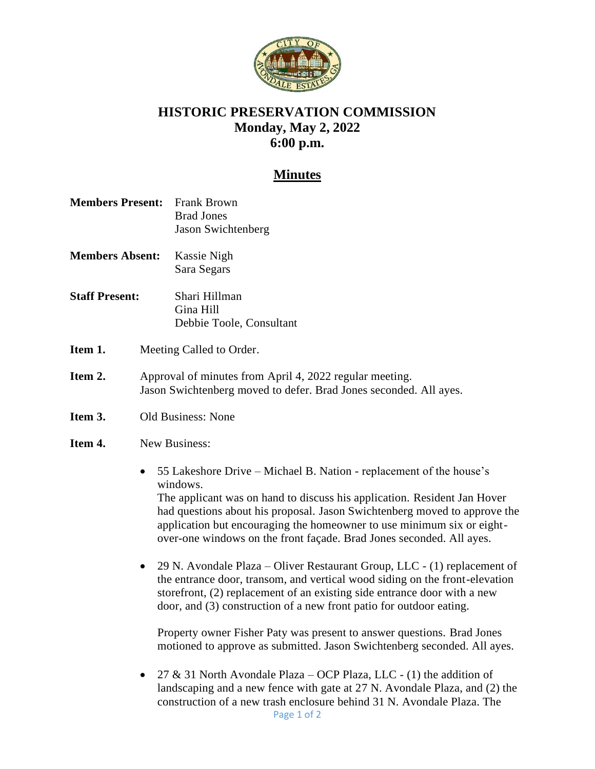# HISTORIC PRESERVATION COMMISSION
## Monday, May 2, 2022
## 6:00 p.m.

## Minutes

**Members Present:** Frank Brown
Brad Jones
Jason Swichtenberg

**Members Absent:** Kassie Nigh
Sara Segars

**Staff Present:** Shari Hillman
Gina Hill
Debbie Toole, Consultant

**Item 1.** Meeting Called to Order.

**Item 2.** Approval of minutes from April 4, 2022 regular meeting.
Jason Swichtenberg moved to defer. Brad Jones seconded. All ayes.

**Item 3.** Old Business: None

**Item 4.** New Business:

- 55 Lakeshore Drive – Michael B. Nation - replacement of the house's windows.
  The applicant was on hand to discuss his application. Resident Jan Hover had questions about his proposal. Jason Swichtenberg moved to approve the application but encouraging the homeowner to use minimum six or eight-over-one windows on the front façade. Brad Jones seconded. All ayes.

- 29 N. Avondale Plaza – Oliver Restaurant Group, LLC - (1) replacement of the entrance door, transom, and vertical wood siding on the front-elevation storefront, (2) replacement of an existing side entrance door with a new door, and (3) construction of a new front patio for outdoor eating.

  Property owner Fisher Paty was present to answer questions. Brad Jones motioned to approve as submitted. Jason Swichtenberg seconded. All ayes.

- 27 & 31 North Avondale Plaza – OCP Plaza, LLC - (1) the addition of landscaping and a new fence with gate at 27 N. Avondale Plaza, and (2) the construction of a new trash enclosure behind 31 N. Avondale Plaza. The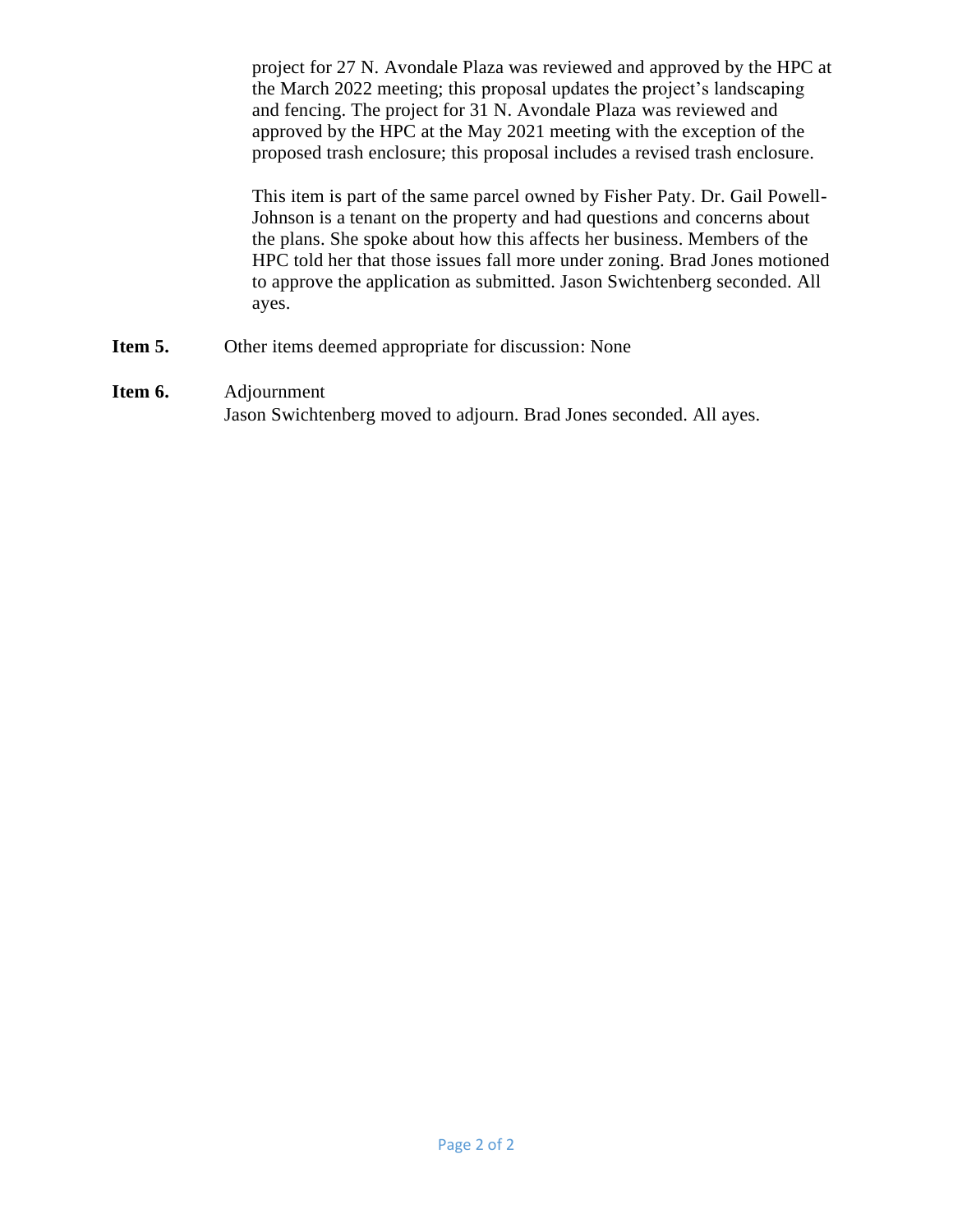project for 27 N. Avondale Plaza was reviewed and approved by the HPC at the March 2022 meeting; this proposal updates the project's landscaping and fencing. The project for 31 N. Avondale Plaza was reviewed and approved by the HPC at the May 2021 meeting with the exception of the proposed trash enclosure; this proposal includes a revised trash enclosure.

This item is part of the same parcel owned by Fisher Paty. Dr. Gail Powell-Johnson is a tenant on the property and had questions and concerns about the plans. She spoke about how this affects her business. Members of the HPC told her that those issues fall more under zoning. Brad Jones motioned to approve the application as submitted. Jason Swichtenberg seconded. All ayes.

**Item 5.** Other items deemed appropriate for discussion: None

**Item 6.** Adjournment
Jason Swichtenberg moved to adjourn. Brad Jones seconded. All ayes.